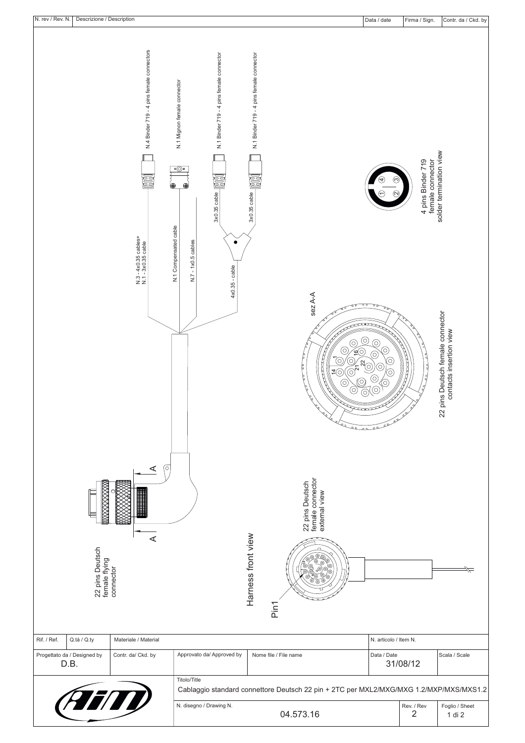| N. rev / Rev. N. | Descrizione / Description | Data / date | Firma / Sign. | Contr. da / Ckd. by |
|---|---|---|---|---|
| | | | | |

N.4 Binder 719 - 4 pins female connectors

N.1 Mignon female connector

N.1 Binder 719 - 4 pins female connector

N.1 Binder 719 - 4 pins female connector

3x0.35 cable

3x0.35 cable

N.3 - 4x0.35 cables+
N.1 - 3x0.35 cable

N.1 Compensated cable

N.7 - 1x0.5 cables

4x0.35 - cable

4 pins Binder 719
female connector
solder termination view

sez A-A

22 pins Deutsch female connector
contacts insertion view

A

A

22 pins Deutsch
female flying
connector

22 pins Deutsch
female connector
external view

Harness front view

Pin1

| Rif. / Ref. | Q.tà / Q.ty | Materiale / Material | | | N. articolo / Item N. | | |
|---|---|---|---|---|---|---|---|
| Progettato da / Designed by D.B. | | Contr. da/ Ckd. by | Approvato da/ Approved by | Nome file / File name | Data / Date 31/08/12 | | Scala / Scale |
| AIM | | | Titolo/Title Cablaggio standard connettore Deutsch 22 pin + 2TC per MXL2/MXG/MXG 1.2/MXP/MXS/MXS1.2 | | | | |
| | | | N. disegno / Drawing N. | 04.573.16 | | Rev. / Rev 2 | Foglio / Sheet 1 di 2 |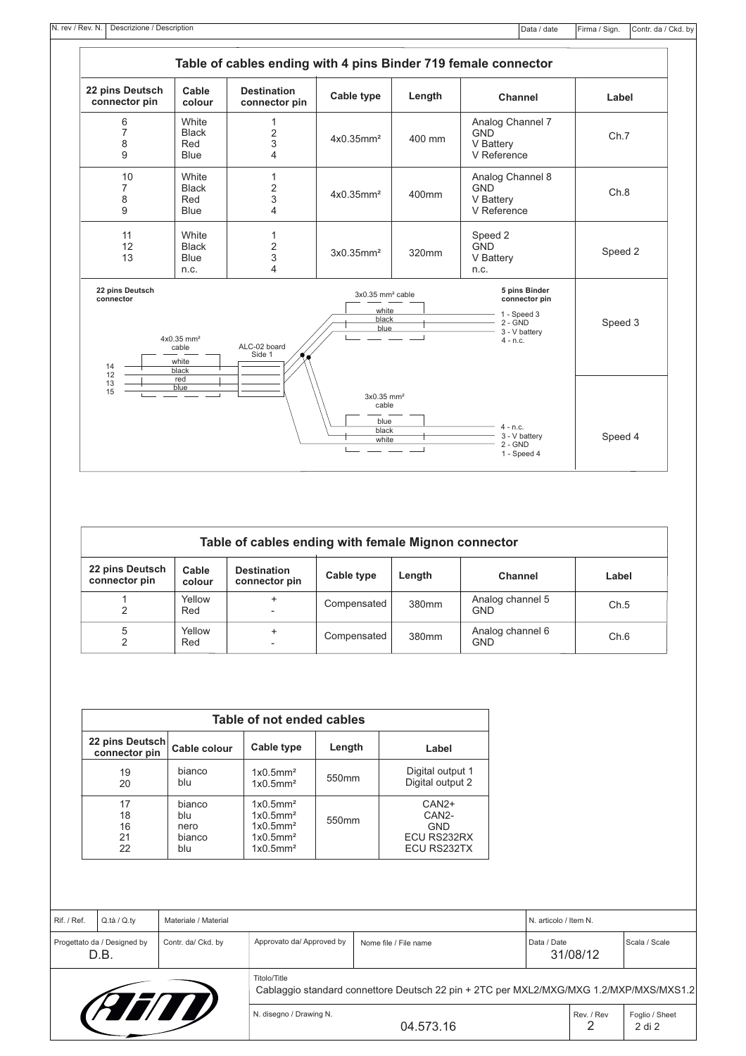## Table of cables ending with 4 pins Binder 719 female connector

| 22 pins Deutsch connector pin | Cable colour | Destination connector pin | Cable type | Length | Channel | Label |
|---|---|---|---|---|---|---|
| 6<br>7<br>8<br>9 | White<br>Black<br>Red<br>Blue | 1<br>2<br>3<br>4 | 4x0.35mm² | 400 mm | Analog Channel 7<br>GND<br>V Battery<br>V Reference | Ch.7 |
| 10<br>7<br>8<br>9 | White<br>Black<br>Red<br>Blue | 1<br>2<br>3<br>4 | 4x0.35mm² | 400mm | Analog Channel 8<br>GND<br>V Battery<br>V Reference | Ch.8 |
| 11<br>12<br>13 | White<br>Black<br>Blue<br>n.c. | 1<br>2<br>3<br>4 | 3x0.35mm² | 320mm | Speed 2<br>GND<br>V Battery<br>n.c. | Speed 2 |

22 pins Deutsch connector

14
12
13
15

4x0.35 mm² cable

white
black
red
blue

ALC-02 board Side 1

3x0.35 mm² cable

white
black
blue

5 pins Binder connector pin

1 - Speed 3
2 - GND
3 - V battery
4 - n.c.

Speed 3

3x0.35 mm² cable

blue
black
white

4 - n.c.
3 - V battery
2 - GND
1 - Speed 4

Speed 4

## Table of cables ending with female Mignon connector

| 22 pins Deutsch connector pin | Cable colour | Destination connector pin | Cable type | Length | Channel | Label |
|---|---|---|---|---|---|---|
| 1<br>2 | Yellow<br>Red | +<br>- | Compensated | 380mm | Analog channel 5<br>GND | Ch.5 |
| 5<br>2 | Yellow<br>Red | +<br>- | Compensated | 380mm | Analog channel 6<br>GND | Ch.6 |

## Table of not ended cables

| 22 pins Deutsch connector pin | Cable colour | Cable type | Length | Label |
|---|---|---|---|---|
| 19<br>20 | bianco<br>blu | 1x0.5mm²<br>1x0.5mm² | 550mm | Digital output 1<br>Digital output 2 |
| 17<br>18<br>16<br>21<br>22 | bianco<br>blu<br>nero<br>bianco<br>blu | 1x0.5mm²<br>1x0.5mm²<br>1x0.5mm²<br>1x0.5mm²<br>1x0.5mm² | 550mm | CAN2+<br>CAN2-<br>GND<br>ECU RS232RX<br>ECU RS232TX |

| Rif. / Ref. | Q.tà / Q.ty | Materiale / Material | | | N. articolo / Item N. | | |
|---|---|---|---|---|---|---|---|
| Progettato da / Designed by<br>D.B. | Contr. da/ Ckd. by | Approvato da/ Approved by | Nome file / File name | | Data / Date<br>31/08/12 | | Scala / Scale |
| | | Titolo/Title<br>Cablaggio standard connettore Deutsch 22 pin + 2TC per MXL2/MXG/MXG 1.2/MXP/MXS/MXS1.2 | | | | | |
| | | N. disegno / Drawing N.<br>04.573.16 | | | | Rev. / Rev<br>2 | Foglio / Sheet<br>2 di 2 |